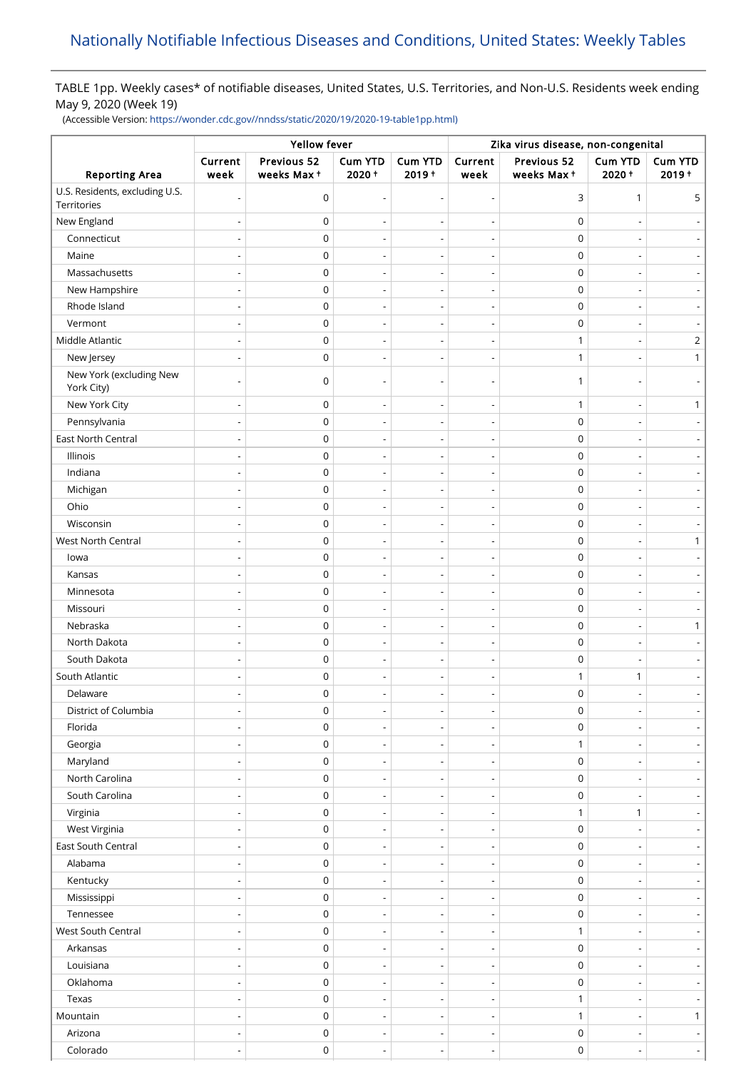# Nationally Notifiable Infectious Diseases and Conditions, United States: Weekly Tables

TABLE 1pp. Weekly cases* of notifiable diseases, United States, U.S. Territories, and Non-U.S. Residents week ending May 9, 2020 (Week 19)

(Accessible Version: https://wonder.cdc.gov//nndss/static/2020/19/2020-19-table1pp.html)

| Reporting Area | Yellow fever | | | | Zika virus disease, non-congenital | | | |
|---|---|---|---|---|---|---|---|---|
| | Current week | Previous 52 weeks Max † | Cum YTD 2020 † | Cum YTD 2019 † | Current week | Previous 52 weeks Max † | Cum YTD 2020 † | Cum YTD 2019 † |
| U.S. Residents, excluding U.S. Territories | - | 0 | - | - | - | 3 | 1 | 5 |
| New England | - | 0 | - | - | - | 0 | - | - |
| Connecticut | - | 0 | - | - | - | 0 | - | - |
| Maine | - | 0 | - | - | - | 0 | - | - |
| Massachusetts | - | 0 | - | - | - | 0 | - | - |
| New Hampshire | - | 0 | - | - | - | 0 | - | - |
| Rhode Island | - | 0 | - | - | - | 0 | - | - |
| Vermont | - | 0 | - | - | - | 0 | - | - |
| Middle Atlantic | - | 0 | - | - | - | 1 | - | 2 |
| New Jersey | - | 0 | - | - | - | 1 | - | 1 |
| New York (excluding New York City) | - | 0 | - | - | - | 1 | - | - |
| New York City | - | 0 | - | - | - | 1 | - | 1 |
| Pennsylvania | - | 0 | - | - | - | 0 | - | - |
| East North Central | - | 0 | - | - | - | 0 | - | - |
| Illinois | - | 0 | - | - | - | 0 | - | - |
| Indiana | - | 0 | - | - | - | 0 | - | - |
| Michigan | - | 0 | - | - | - | 0 | - | - |
| Ohio | - | 0 | - | - | - | 0 | - | - |
| Wisconsin | - | 0 | - | - | - | 0 | - | - |
| West North Central | - | 0 | - | - | - | 0 | - | 1 |
| Iowa | - | 0 | - | - | - | 0 | - | - |
| Kansas | - | 0 | - | - | - | 0 | - | - |
| Minnesota | - | 0 | - | - | - | 0 | - | - |
| Missouri | - | 0 | - | - | - | 0 | - | - |
| Nebraska | - | 0 | - | - | - | 0 | - | 1 |
| North Dakota | - | 0 | - | - | - | 0 | - | - |
| South Dakota | - | 0 | - | - | - | 0 | - | - |
| South Atlantic | - | 0 | - | - | - | 1 | 1 | - |
| Delaware | - | 0 | - | - | - | 0 | - | - |
| District of Columbia | - | 0 | - | - | - | 0 | - | - |
| Florida | - | 0 | - | - | - | 0 | - | - |
| Georgia | - | 0 | - | - | - | 1 | - | - |
| Maryland | - | 0 | - | - | - | 0 | - | - |
| North Carolina | - | 0 | - | - | - | 0 | - | - |
| South Carolina | - | 0 | - | - | - | 0 | - | - |
| Virginia | - | 0 | - | - | - | 1 | 1 | - |
| West Virginia | - | 0 | - | - | - | 0 | - | - |
| East South Central | - | 0 | - | - | - | 0 | - | - |
| Alabama | - | 0 | - | - | - | 0 | - | - |
| Kentucky | - | 0 | - | - | - | 0 | - | - |
| Mississippi | - | 0 | - | - | - | 0 | - | - |
| Tennessee | - | 0 | - | - | - | 0 | - | - |
| West South Central | - | 0 | - | - | - | 1 | - | - |
| Arkansas | - | 0 | - | - | - | 0 | - | - |
| Louisiana | - | 0 | - | - | - | 0 | - | - |
| Oklahoma | - | 0 | - | - | - | 0 | - | - |
| Texas | - | 0 | - | - | - | 1 | - | - |
| Mountain | - | 0 | - | - | - | 1 | - | 1 |
| Arizona | - | 0 | - | - | - | 0 | - | - |
| Colorado | - | 0 | - | - | - | 0 | - | - |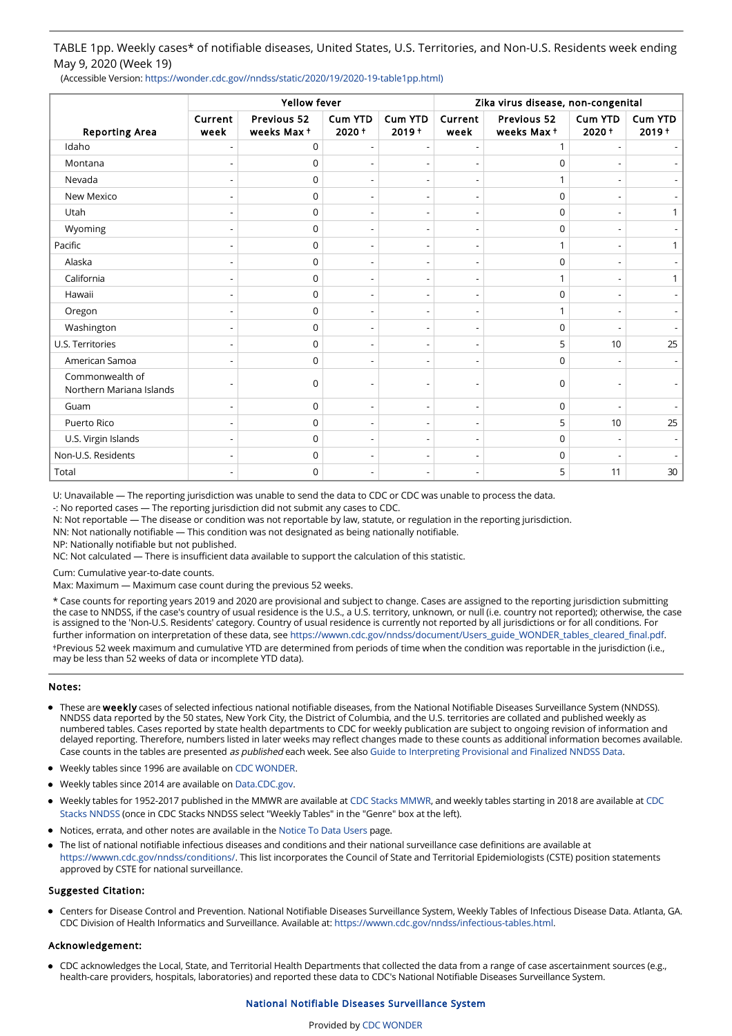TABLE 1pp. Weekly cases* of notifiable diseases, United States, U.S. Territories, and Non-U.S. Residents week ending May 9, 2020 (Week 19)

(Accessible Version: https://wonder.cdc.gov//nndss/static/2020/19/2020-19-table1pp.html)

| Reporting Area | Yellow fever | | | | Zika virus disease, non-congenital | | | |
|---|---|---|---|---|---|---|---|---|
| | Current week | Previous 52 weeks Max † | Cum YTD 2020 † | Cum YTD 2019 † | Current week | Previous 52 weeks Max † | Cum YTD 2020 † | Cum YTD 2019 † |
| Idaho | - | 0 | - | - | - | 1 | - | - |
| Montana | - | 0 | - | - | - | 0 | - | - |
| Nevada | - | 0 | - | - | - | 1 | - | - |
| New Mexico | - | 0 | - | - | - | 0 | - | - |
| Utah | - | 0 | - | - | - | 0 | - | 1 |
| Wyoming | - | 0 | - | - | - | 0 | - | - |
| Pacific | - | 0 | - | - | - | 1 | - | 1 |
| Alaska | - | 0 | - | - | - | 0 | - | - |
| California | - | 0 | - | - | - | 1 | - | 1 |
| Hawaii | - | 0 | - | - | - | 0 | - | - |
| Oregon | - | 0 | - | - | - | 1 | - | - |
| Washington | - | 0 | - | - | - | 0 | - | - |
| U.S. Territories | - | 0 | - | - | - | 5 | 10 | 25 |
| American Samoa | - | 0 | - | - | - | 0 | - | - |
| Commonwealth of Northern Mariana Islands | - | 0 | - | - | - | 0 | - | - |
| Guam | - | 0 | - | - | - | 0 | - | - |
| Puerto Rico | - | 0 | - | - | - | 5 | 10 | 25 |
| U.S. Virgin Islands | - | 0 | - | - | - | 0 | - | - |
| Non-U.S. Residents | - | 0 | - | - | - | 0 | - | - |
| Total | - | 0 | - | - | - | 5 | 11 | 30 |

U: Unavailable — The reporting jurisdiction was unable to send the data to CDC or CDC was unable to process the data.

-: No reported cases — The reporting jurisdiction did not submit any cases to CDC.

N: Not reportable — The disease or condition was not reportable by law, statute, or regulation in the reporting jurisdiction.

NN: Not nationally notifiable — This condition was not designated as being nationally notifiable.

NP: Nationally notifiable but not published.

NC: Not calculated — There is insufficient data available to support the calculation of this statistic.

Cum: Cumulative year-to-date counts.

Max: Maximum — Maximum case count during the previous 52 weeks.

* Case counts for reporting years 2019 and 2020 are provisional and subject to change. Cases are assigned to the reporting jurisdiction submitting the case to NNDSS, if the case's country of usual residence is the U.S., a U.S. territory, unknown, or null (i.e. country not reported); otherwise, the case is assigned to the 'Non-U.S. Residents' category. Country of usual residence is currently not reported by all jurisdictions or for all conditions. For further information on interpretation of these data, see https://wwwn.cdc.gov/nndss/document/Users_guide_WONDER_tables_cleared_final.pdf.

†Previous 52 week maximum and cumulative YTD are determined from periods of time when the condition was reportable in the jurisdiction (i.e., may be less than 52 weeks of data or incomplete YTD data).

### Notes:

- These are **weekly** cases of selected infectious national notifiable diseases, from the National Notifiable Diseases Surveillance System (NNDSS). NNDSS data reported by the 50 states, New York City, the District of Columbia, and the U.S. territories are collated and published weekly as numbered tables. Cases reported by state health departments to CDC for weekly publication are subject to ongoing revision of information and delayed reporting. Therefore, numbers listed in later weeks may reflect changes made to these counts as additional information becomes available. Case counts in the tables are presented *as published* each week. See also Guide to Interpreting Provisional and Finalized NNDSS Data.
- Weekly tables since 1996 are available on CDC WONDER.
- Weekly tables since 2014 are available on Data.CDC.gov.
- Weekly tables for 1952-2017 published in the MMWR are available at CDC Stacks MMWR, and weekly tables starting in 2018 are available at CDC Stacks NNDSS (once in CDC Stacks NNDSS select "Weekly Tables" in the "Genre" box at the left).
- Notices, errata, and other notes are available in the Notice To Data Users page.
- The list of national notifiable infectious diseases and conditions and their national surveillance case definitions are available at https://wwwn.cdc.gov/nndss/conditions/. This list incorporates the Council of State and Territorial Epidemiologists (CSTE) position statements approved by CSTE for national surveillance.

### Suggested Citation:

- Centers for Disease Control and Prevention. National Notifiable Diseases Surveillance System, Weekly Tables of Infectious Disease Data. Atlanta, GA. CDC Division of Health Informatics and Surveillance. Available at: https://wwwn.cdc.gov/nndss/infectious-tables.html.

### Acknowledgement:

- CDC acknowledges the Local, State, and Territorial Health Departments that collected the data from a range of case ascertainment sources (e.g., health-care providers, hospitals, laboratories) and reported these data to CDC's National Notifiable Diseases Surveillance System.

National Notifiable Diseases Surveillance System

Provided by CDC WONDER